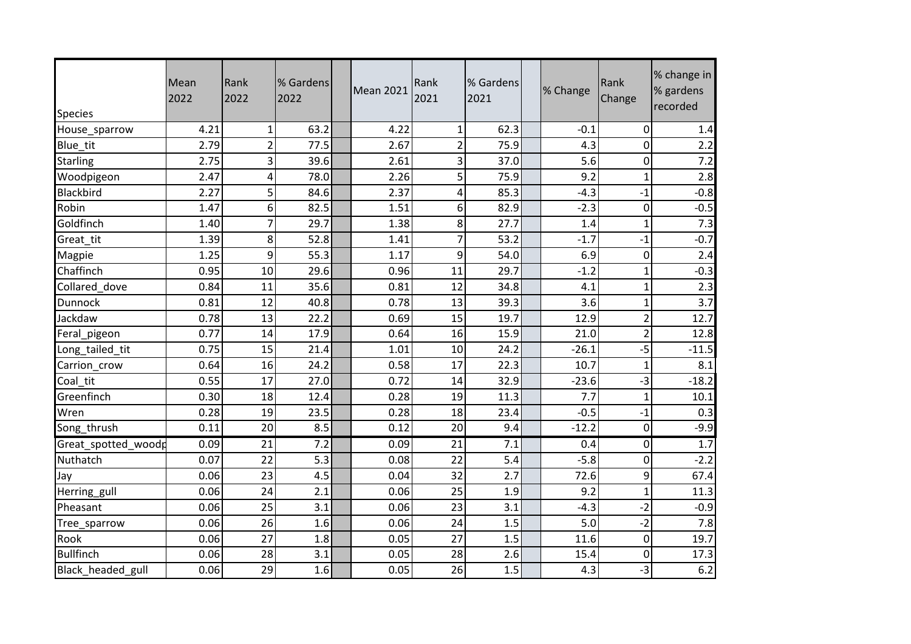| Species | Mean 2022 | Rank 2022 | % Gardens 2022 | | Mean 2021 | Rank 2021 | % Gardens 2021 | | % Change | Rank Change | % change in % gardens recorded |
|---|---|---|---|---|---|---|---|---|---|---|---|
| House_sparrow | 4.21 | 1 | 63.2 | | 4.22 | 1 | 62.3 | | -0.1 | 0 | 1.4 |
| Blue_tit | 2.79 | 2 | 77.5 | | 2.67 | 2 | 75.9 | | 4.3 | 0 | 2.2 |
| Starling | 2.75 | 3 | 39.6 | | 2.61 | 3 | 37.0 | | 5.6 | 0 | 7.2 |
| Woodpigeon | 2.47 | 4 | 78.0 | | 2.26 | 5 | 75.9 | | 9.2 | 1 | 2.8 |
| Blackbird | 2.27 | 5 | 84.6 | | 2.37 | 4 | 85.3 | | -4.3 | -1 | -0.8 |
| Robin | 1.47 | 6 | 82.5 | | 1.51 | 6 | 82.9 | | -2.3 | 0 | -0.5 |
| Goldfinch | 1.40 | 7 | 29.7 | | 1.38 | 8 | 27.7 | | 1.4 | 1 | 7.3 |
| Great_tit | 1.39 | 8 | 52.8 | | 1.41 | 7 | 53.2 | | -1.7 | -1 | -0.7 |
| Magpie | 1.25 | 9 | 55.3 | | 1.17 | 9 | 54.0 | | 6.9 | 0 | 2.4 |
| Chaffinch | 0.95 | 10 | 29.6 | | 0.96 | 11 | 29.7 | | -1.2 | 1 | -0.3 |
| Collared_dove | 0.84 | 11 | 35.6 | | 0.81 | 12 | 34.8 | | 4.1 | 1 | 2.3 |
| Dunnock | 0.81 | 12 | 40.8 | | 0.78 | 13 | 39.3 | | 3.6 | 1 | 3.7 |
| Jackdaw | 0.78 | 13 | 22.2 | | 0.69 | 15 | 19.7 | | 12.9 | 2 | 12.7 |
| Feral_pigeon | 0.77 | 14 | 17.9 | | 0.64 | 16 | 15.9 | | 21.0 | 2 | 12.8 |
| Long_tailed_tit | 0.75 | 15 | 21.4 | | 1.01 | 10 | 24.2 | | -26.1 | -5 | -11.5 |
| Carrion_crow | 0.64 | 16 | 24.2 | | 0.58 | 17 | 22.3 | | 10.7 | 1 | 8.1 |
| Coal_tit | 0.55 | 17 | 27.0 | | 0.72 | 14 | 32.9 | | -23.6 | -3 | -18.2 |
| Greenfinch | 0.30 | 18 | 12.4 | | 0.28 | 19 | 11.3 | | 7.7 | 1 | 10.1 |
| Wren | 0.28 | 19 | 23.5 | | 0.28 | 18 | 23.4 | | -0.5 | -1 | 0.3 |
| Song_thrush | 0.11 | 20 | 8.5 | | 0.12 | 20 | 9.4 | | -12.2 | 0 | -9.9 |
| Great_spotted_woodp | 0.09 | 21 | 7.2 | | 0.09 | 21 | 7.1 | | 0.4 | 0 | 1.7 |
| Nuthatch | 0.07 | 22 | 5.3 | | 0.08 | 22 | 5.4 | | -5.8 | 0 | -2.2 |
| Jay | 0.06 | 23 | 4.5 | | 0.04 | 32 | 2.7 | | 72.6 | 9 | 67.4 |
| Herring_gull | 0.06 | 24 | 2.1 | | 0.06 | 25 | 1.9 | | 9.2 | 1 | 11.3 |
| Pheasant | 0.06 | 25 | 3.1 | | 0.06 | 23 | 3.1 | | -4.3 | -2 | -0.9 |
| Tree_sparrow | 0.06 | 26 | 1.6 | | 0.06 | 24 | 1.5 | | 5.0 | -2 | 7.8 |
| Rook | 0.06 | 27 | 1.8 | | 0.05 | 27 | 1.5 | | 11.6 | 0 | 19.7 |
| Bullfinch | 0.06 | 28 | 3.1 | | 0.05 | 28 | 2.6 | | 15.4 | 0 | 17.3 |
| Black_headed_gull | 0.06 | 29 | 1.6 | | 0.05 | 26 | 1.5 | | 4.3 | -3 | 6.2 |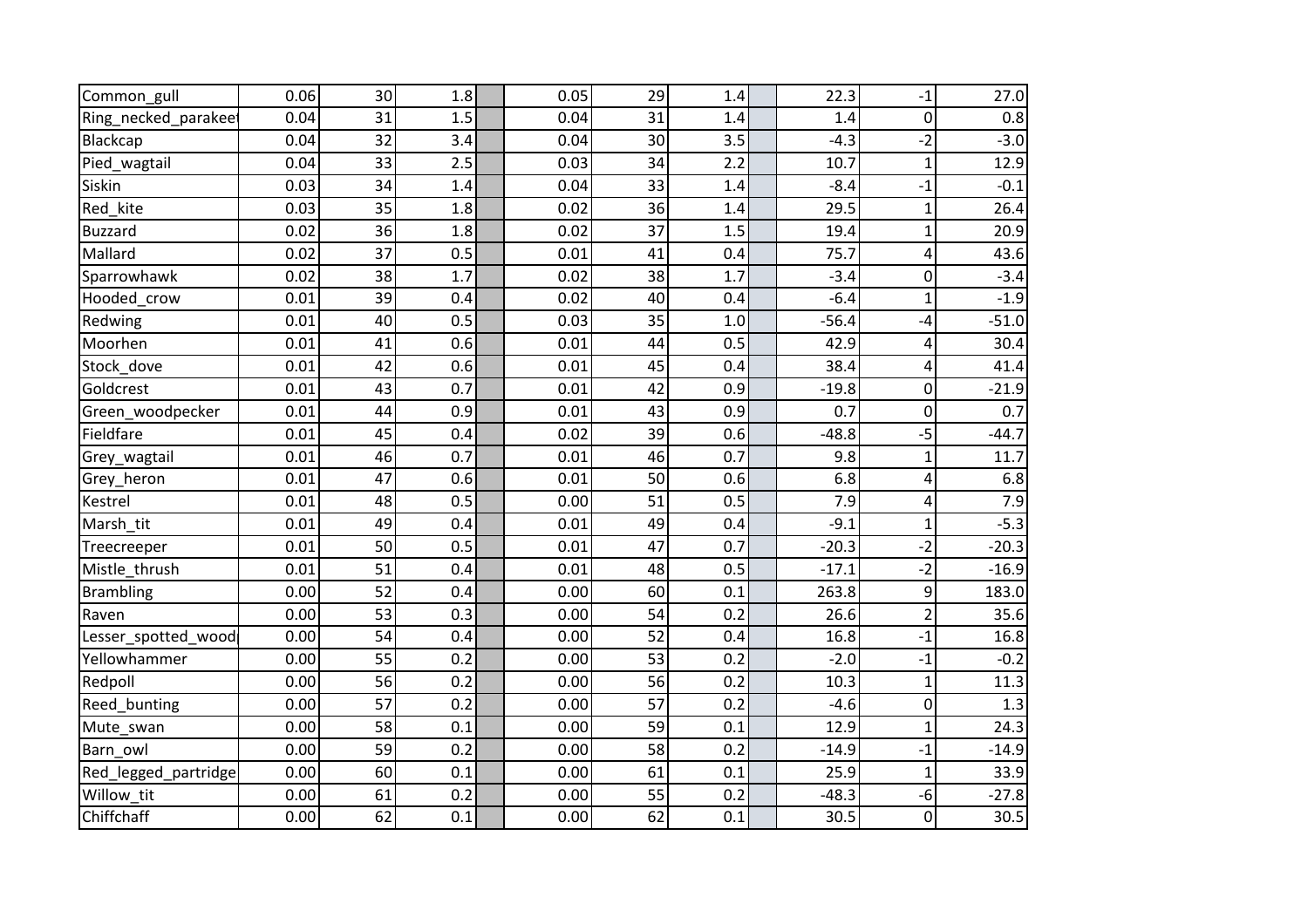| | | | | | | | | | | | |
|---|---|---|---|---|---|---|---|---|---|---|---|
| Common_gull | 0.06 | 30 | 1.8 | | 0.05 | 29 | 1.4 | | 22.3 | -1 | 27.0 |
| Ring_necked_parakeet | 0.04 | 31 | 1.5 | | 0.04 | 31 | 1.4 | | 1.4 | 0 | 0.8 |
| Blackcap | 0.04 | 32 | 3.4 | | 0.04 | 30 | 3.5 | | -4.3 | -2 | -3.0 |
| Pied_wagtail | 0.04 | 33 | 2.5 | | 0.03 | 34 | 2.2 | | 10.7 | 1 | 12.9 |
| Siskin | 0.03 | 34 | 1.4 | | 0.04 | 33 | 1.4 | | -8.4 | -1 | -0.1 |
| Red_kite | 0.03 | 35 | 1.8 | | 0.02 | 36 | 1.4 | | 29.5 | 1 | 26.4 |
| Buzzard | 0.02 | 36 | 1.8 | | 0.02 | 37 | 1.5 | | 19.4 | 1 | 20.9 |
| Mallard | 0.02 | 37 | 0.5 | | 0.01 | 41 | 0.4 | | 75.7 | 4 | 43.6 |
| Sparrowhawk | 0.02 | 38 | 1.7 | | 0.02 | 38 | 1.7 | | -3.4 | 0 | -3.4 |
| Hooded_crow | 0.01 | 39 | 0.4 | | 0.02 | 40 | 0.4 | | -6.4 | 1 | -1.9 |
| Redwing | 0.01 | 40 | 0.5 | | 0.03 | 35 | 1.0 | | -56.4 | -4 | -51.0 |
| Moorhen | 0.01 | 41 | 0.6 | | 0.01 | 44 | 0.5 | | 42.9 | 4 | 30.4 |
| Stock_dove | 0.01 | 42 | 0.6 | | 0.01 | 45 | 0.4 | | 38.4 | 4 | 41.4 |
| Goldcrest | 0.01 | 43 | 0.7 | | 0.01 | 42 | 0.9 | | -19.8 | 0 | -21.9 |
| Green_woodpecker | 0.01 | 44 | 0.9 | | 0.01 | 43 | 0.9 | | 0.7 | 0 | 0.7 |
| Fieldfare | 0.01 | 45 | 0.4 | | 0.02 | 39 | 0.6 | | -48.8 | -5 | -44.7 |
| Grey_wagtail | 0.01 | 46 | 0.7 | | 0.01 | 46 | 0.7 | | 9.8 | 1 | 11.7 |
| Grey_heron | 0.01 | 47 | 0.6 | | 0.01 | 50 | 0.6 | | 6.8 | 4 | 6.8 |
| Kestrel | 0.01 | 48 | 0.5 | | 0.00 | 51 | 0.5 | | 7.9 | 4 | 7.9 |
| Marsh_tit | 0.01 | 49 | 0.4 | | 0.01 | 49 | 0.4 | | -9.1 | 1 | -5.3 |
| Treecreeper | 0.01 | 50 | 0.5 | | 0.01 | 47 | 0.7 | | -20.3 | -2 | -20.3 |
| Mistle_thrush | 0.01 | 51 | 0.4 | | 0.01 | 48 | 0.5 | | -17.1 | -2 | -16.9 |
| Brambling | 0.00 | 52 | 0.4 | | 0.00 | 60 | 0.1 | | 263.8 | 9 | 183.0 |
| Raven | 0.00 | 53 | 0.3 | | 0.00 | 54 | 0.2 | | 26.6 | 2 | 35.6 |
| Lesser_spotted_wood | 0.00 | 54 | 0.4 | | 0.00 | 52 | 0.4 | | 16.8 | -1 | 16.8 |
| Yellowhammer | 0.00 | 55 | 0.2 | | 0.00 | 53 | 0.2 | | -2.0 | -1 | -0.2 |
| Redpoll | 0.00 | 56 | 0.2 | | 0.00 | 56 | 0.2 | | 10.3 | 1 | 11.3 |
| Reed_bunting | 0.00 | 57 | 0.2 | | 0.00 | 57 | 0.2 | | -4.6 | 0 | 1.3 |
| Mute_swan | 0.00 | 58 | 0.1 | | 0.00 | 59 | 0.1 | | 12.9 | 1 | 24.3 |
| Barn_owl | 0.00 | 59 | 0.2 | | 0.00 | 58 | 0.2 | | -14.9 | -1 | -14.9 |
| Red_legged_partridge | 0.00 | 60 | 0.1 | | 0.00 | 61 | 0.1 | | 25.9 | 1 | 33.9 |
| Willow_tit | 0.00 | 61 | 0.2 | | 0.00 | 55 | 0.2 | | -48.3 | -6 | -27.8 |
| Chiffchaff | 0.00 | 62 | 0.1 | | 0.00 | 62 | 0.1 | | 30.5 | 0 | 30.5 |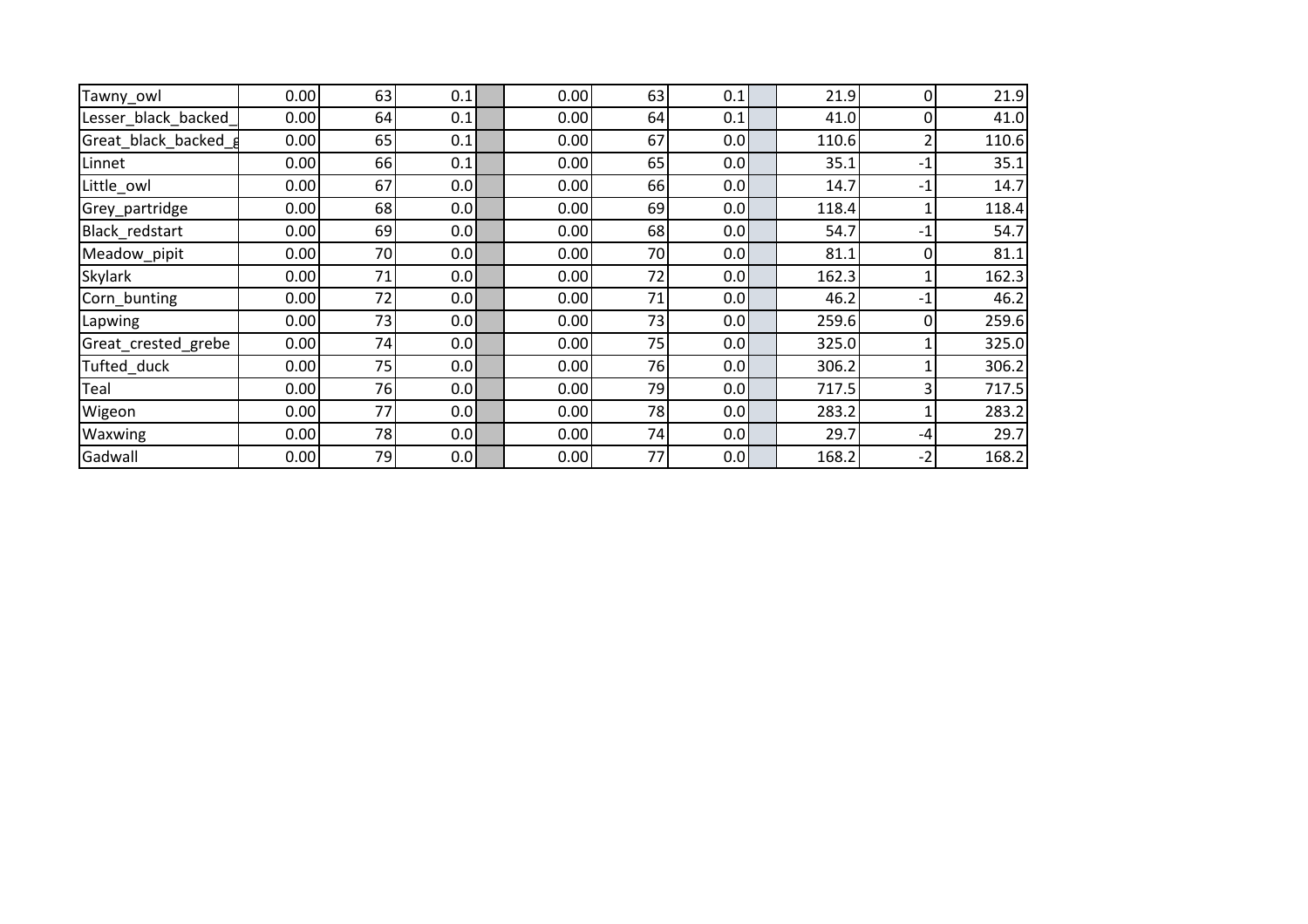| | | | | | | | | | | | |
|---|---|---|---|---|---|---|---|---|---|---|---|
| Tawny_owl | 0.00 | 63 | 0.1 | | 0.00 | 63 | 0.1 | | 21.9 | 0 | 21.9 |
| Lesser_black_backed_ | 0.00 | 64 | 0.1 | | 0.00 | 64 | 0.1 | | 41.0 | 0 | 41.0 |
| Great_black_backed_g | 0.00 | 65 | 0.1 | | 0.00 | 67 | 0.0 | | 110.6 | 2 | 110.6 |
| Linnet | 0.00 | 66 | 0.1 | | 0.00 | 65 | 0.0 | | 35.1 | -1 | 35.1 |
| Little_owl | 0.00 | 67 | 0.0 | | 0.00 | 66 | 0.0 | | 14.7 | -1 | 14.7 |
| Grey_partridge | 0.00 | 68 | 0.0 | | 0.00 | 69 | 0.0 | | 118.4 | 1 | 118.4 |
| Black_redstart | 0.00 | 69 | 0.0 | | 0.00 | 68 | 0.0 | | 54.7 | -1 | 54.7 |
| Meadow_pipit | 0.00 | 70 | 0.0 | | 0.00 | 70 | 0.0 | | 81.1 | 0 | 81.1 |
| Skylark | 0.00 | 71 | 0.0 | | 0.00 | 72 | 0.0 | | 162.3 | 1 | 162.3 |
| Corn_bunting | 0.00 | 72 | 0.0 | | 0.00 | 71 | 0.0 | | 46.2 | -1 | 46.2 |
| Lapwing | 0.00 | 73 | 0.0 | | 0.00 | 73 | 0.0 | | 259.6 | 0 | 259.6 |
| Great_crested_grebe | 0.00 | 74 | 0.0 | | 0.00 | 75 | 0.0 | | 325.0 | 1 | 325.0 |
| Tufted_duck | 0.00 | 75 | 0.0 | | 0.00 | 76 | 0.0 | | 306.2 | 1 | 306.2 |
| Teal | 0.00 | 76 | 0.0 | | 0.00 | 79 | 0.0 | | 717.5 | 3 | 717.5 |
| Wigeon | 0.00 | 77 | 0.0 | | 0.00 | 78 | 0.0 | | 283.2 | 1 | 283.2 |
| Waxwing | 0.00 | 78 | 0.0 | | 0.00 | 74 | 0.0 | | 29.7 | -4 | 29.7 |
| Gadwall | 0.00 | 79 | 0.0 | | 0.00 | 77 | 0.0 | | 168.2 | -2 | 168.2 |